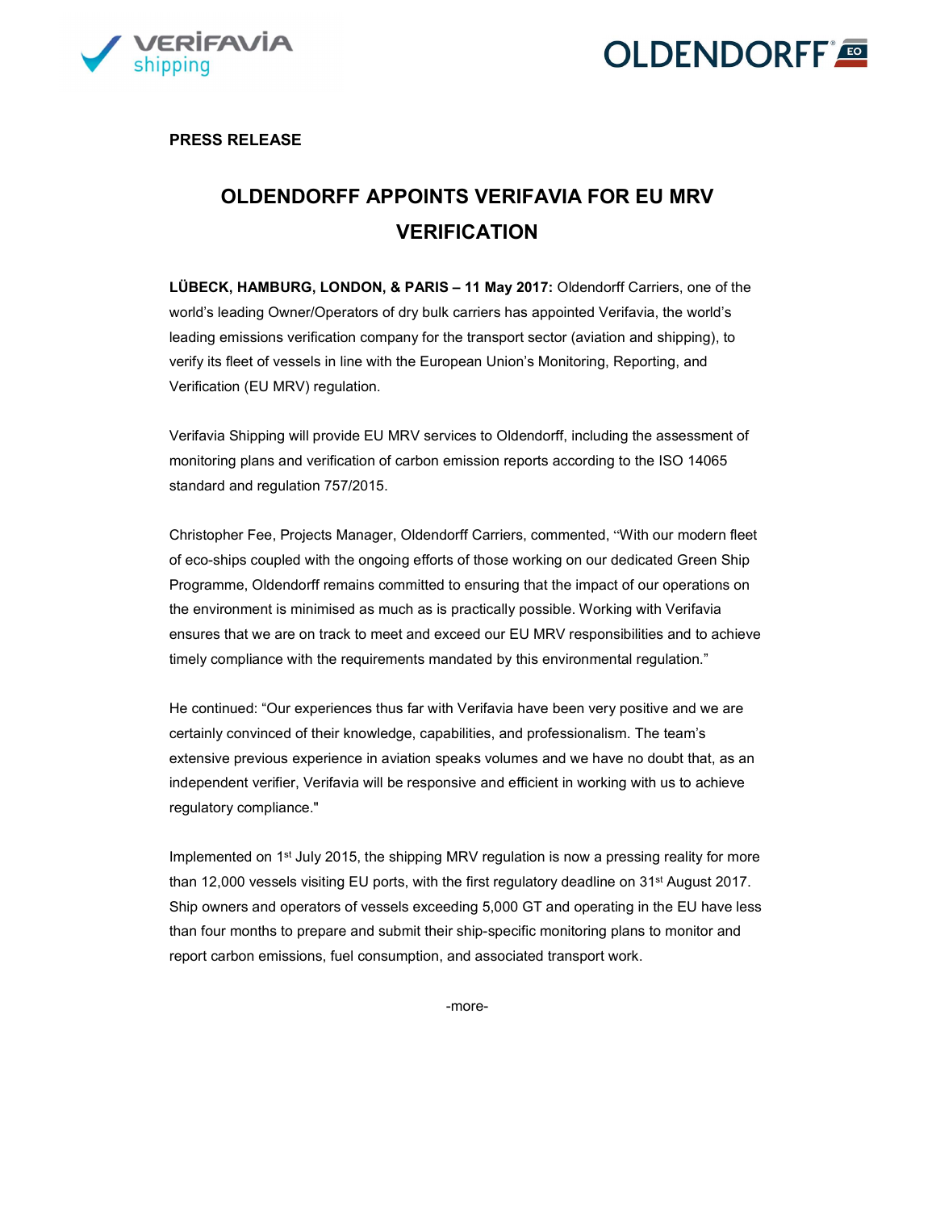**PRESS RELEASE**

# OLDENDORFF APPOINTS VERIFAVIA FOR EU MRV VERIFICATION

**LÜBECK, HAMBURG, LONDON, & PARIS – 11 May 2017:** Oldendorff Carriers, one of the world's leading Owner/Operators of dry bulk carriers has appointed Verifavia, the world's leading emissions verification company for the transport sector (aviation and shipping), to verify its fleet of vessels in line with the European Union's Monitoring, Reporting, and Verification (EU MRV) regulation.

Verifavia Shipping will provide EU MRV services to Oldendorff, including the assessment of monitoring plans and verification of carbon emission reports according to the ISO 14065 standard and regulation 757/2015.

Christopher Fee, Projects Manager, Oldendorff Carriers, commented, "With our modern fleet of eco-ships coupled with the ongoing efforts of those working on our dedicated Green Ship Programme, Oldendorff remains committed to ensuring that the impact of our operations on the environment is minimised as much as is practically possible. Working with Verifavia ensures that we are on track to meet and exceed our EU MRV responsibilities and to achieve timely compliance with the requirements mandated by this environmental regulation."

He continued: "Our experiences thus far with Verifavia have been very positive and we are certainly convinced of their knowledge, capabilities, and professionalism. The team's extensive previous experience in aviation speaks volumes and we have no doubt that, as an independent verifier, Verifavia will be responsive and efficient in working with us to achieve regulatory compliance."

Implemented on 1st July 2015, the shipping MRV regulation is now a pressing reality for more than 12,000 vessels visiting EU ports, with the first regulatory deadline on 31st August 2017. Ship owners and operators of vessels exceeding 5,000 GT and operating in the EU have less than four months to prepare and submit their ship-specific monitoring plans to monitor and report carbon emissions, fuel consumption, and associated transport work.

-more-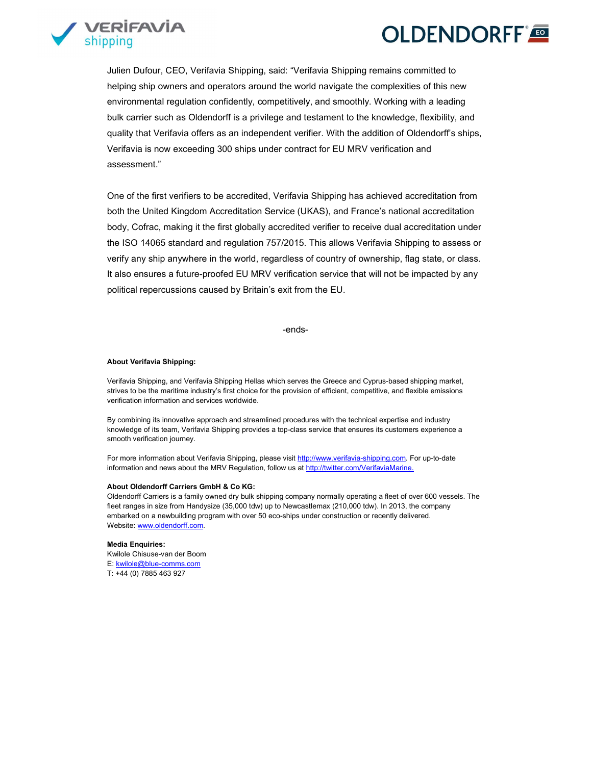Julien Dufour, CEO, Verifavia Shipping, said: "Verifavia Shipping remains committed to helping ship owners and operators around the world navigate the complexities of this new environmental regulation confidently, competitively, and smoothly. Working with a leading bulk carrier such as Oldendorff is a privilege and testament to the knowledge, flexibility, and quality that Verifavia offers as an independent verifier. With the addition of Oldendorff's ships, Verifavia is now exceeding 300 ships under contract for EU MRV verification and assessment."

One of the first verifiers to be accredited, Verifavia Shipping has achieved accreditation from both the United Kingdom Accreditation Service (UKAS), and France's national accreditation body, Cofrac, making it the first globally accredited verifier to receive dual accreditation under the ISO 14065 standard and regulation 757/2015. This allows Verifavia Shipping to assess or verify any ship anywhere in the world, regardless of country of ownership, flag state, or class. It also ensures a future-proofed EU MRV verification service that will not be impacted by any political repercussions caused by Britain's exit from the EU.

-ends-

**About Verifavia Shipping:**

Verifavia Shipping, and Verifavia Shipping Hellas which serves the Greece and Cyprus-based shipping market, strives to be the maritime industry's first choice for the provision of efficient, competitive, and flexible emissions verification information and services worldwide.

By combining its innovative approach and streamlined procedures with the technical expertise and industry knowledge of its team, Verifavia Shipping provides a top-class service that ensures its customers experience a smooth verification journey.

For more information about Verifavia Shipping, please visit http://www.verifavia-shipping.com. For up-to-date information and news about the MRV Regulation, follow us at http://twitter.com/VerifaviaMarine.

**About Oldendorff Carriers GmbH & Co KG:**
Oldendorff Carriers is a family owned dry bulk shipping company normally operating a fleet of over 600 vessels. The fleet ranges in size from Handysize (35,000 tdw) up to Newcastlemax (210,000 tdw). In 2013, the company embarked on a newbuilding program with over 50 eco-ships under construction or recently delivered.
Website: www.oldendorff.com.

**Media Enquiries:**
Kwilole Chisuse-van der Boom
E: kwilole@blue-comms.com
T: +44 (0) 7885 463 927